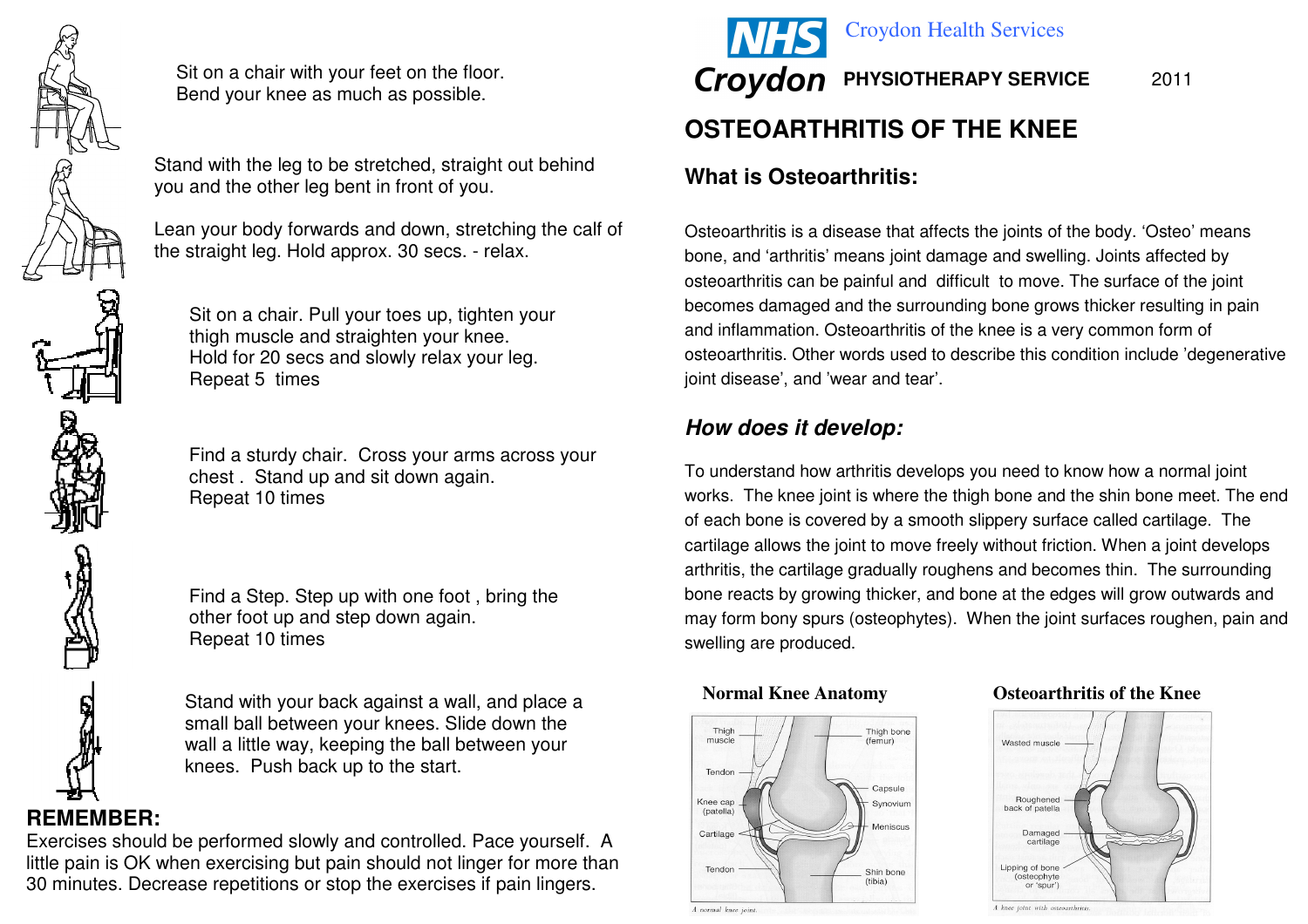Sit on a chair with your feet on the floor. Bend your knee as much as possible.

Stand with the leg to be stretched, straight out behind you and the other leg bent in front of you.

Lean your body forwards and down, stretching the calf of the straight leg. Hold approx. 30 secs. - relax.

Sit on a chair. Pull your toes up, tighten your thigh muscle and straighten your knee. Hold for 20 secs and slowly relax your leg. Repeat 5 times

Find a sturdy chair. Cross your arms across your chest . Stand up and sit down again. Repeat 10 times

Find a Step. Step up with one foot , bring the other foot up and step down again. Repeat 10 times

Stand with your back against a wall, and place a small ball between your knees. Slide down the wall a little way, keeping the ball between your knees. Push back up to the start.

## REMEMBER:

Exercises should be performed slowly and controlled. Pace yourself. A little pain is OK when exercising but pain should not linger for more than 30 minutes. Decrease repetitions or stop the exercises if pain lingers.

NHS Croydon — Croydon Health Services

**PHYSIOTHERAPY SERVICE** 2011

# OSTEOARTHRITIS OF THE KNEE

## What is Osteoarthritis:

Osteoarthritis is a disease that affects the joints of the body. 'Osteo' means bone, and 'arthritis' means joint damage and swelling. Joints affected by osteoarthritis can be painful and difficult to move. The surface of the joint becomes damaged and the surrounding bone grows thicker resulting in pain and inflammation. Osteoarthritis of the knee is a very common form of osteoarthritis. Other words used to describe this condition include 'degenerative joint disease', and 'wear and tear'.

## *How does it develop:*

To understand how arthritis develops you need to know how a normal joint works. The knee joint is where the thigh bone and the shin bone meet. The end of each bone is covered by a smooth slippery surface called cartilage. The cartilage allows the joint to move freely without friction. When a joint develops arthritis, the cartilage gradually roughens and becomes thin. The surrounding bone reacts by growing thicker, and bone at the edges will grow outwards and may form bony spurs (osteophytes). When the joint surfaces roughen, pain and swelling are produced.

**Normal Knee Anatomy**

Thigh muscle; Thigh bone (femur); Tendon; Capsule; Synovium; Knee cap (patella); Meniscus; Cartilage; Tendon; Shin bone (tibia)

A normal knee joint.

**Osteoarthritis of the Knee**

Wasted muscle; Roughened back of patella; Damaged cartilage; Lipping of bone (osteophyte or 'spur')

A knee joint with osteoarthritis.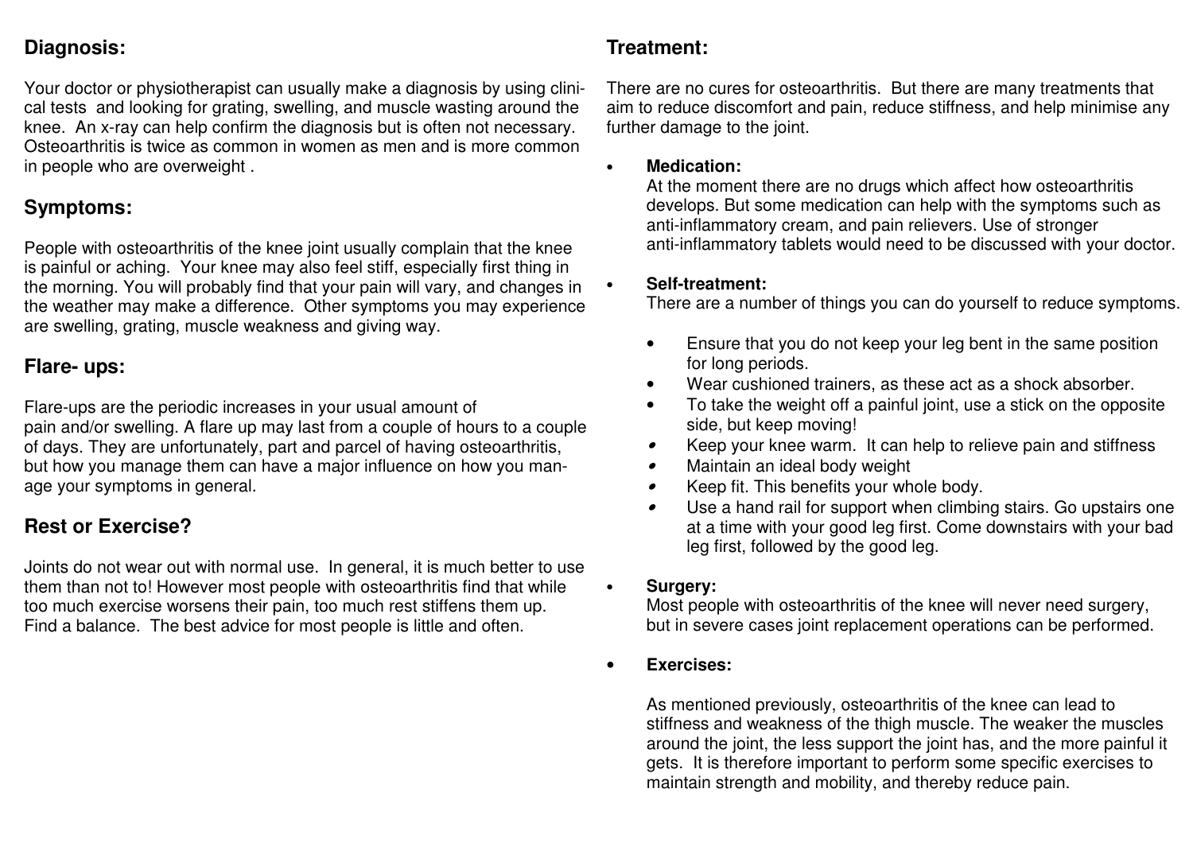## Diagnosis:

Your doctor or physiotherapist can usually make a diagnosis by using clinical tests and looking for grating, swelling, and muscle wasting around the knee. An x-ray can help confirm the diagnosis but is often not necessary. Osteoarthritis is twice as common in women as men and is more common in people who are overweight .

## Symptoms:

People with osteoarthritis of the knee joint usually complain that the knee is painful or aching. Your knee may also feel stiff, especially first thing in the morning. You will probably find that your pain will vary, and changes in the weather may make a difference. Other symptoms you may experience are swelling, grating, muscle weakness and giving way.

## Flare- ups:

Flare-ups are the periodic increases in your usual amount of pain and/or swelling. A flare up may last from a couple of hours to a couple of days. They are unfortunately, part and parcel of having osteoarthritis, but how you manage them can have a major influence on how you manage your symptoms in general.

## Rest or Exercise?

Joints do not wear out with normal use. In general, it is much better to use them than not to! However most people with osteoarthritis find that while too much exercise worsens their pain, too much rest stiffens them up. Find a balance. The best advice for most people is little and often.

## Treatment:

There are no cures for osteoarthritis. But there are many treatments that aim to reduce discomfort and pain, reduce stiffness, and help minimise any further damage to the joint.

- **Medication:**
  At the moment there are no drugs which affect how osteoarthritis develops. But some medication can help with the symptoms such as anti-inflammatory cream, and pain relievers. Use of stronger anti-inflammatory tablets would need to be discussed with your doctor.

- **Self-treatment:**
  There are a number of things you can do yourself to reduce symptoms.

  - Ensure that you do not keep your leg bent in the same position for long periods.
  - Wear cushioned trainers, as these act as a shock absorber.
  - To take the weight off a painful joint, use a stick on the opposite side, but keep moving!
  - Keep your knee warm. It can help to relieve pain and stiffness
  - Maintain an ideal body weight
  - Keep fit. This benefits your whole body.
  - Use a hand rail for support when climbing stairs. Go upstairs one at a time with your good leg first. Come downstairs with your bad leg first, followed by the good leg.

- **Surgery:**
  Most people with osteoarthritis of the knee will never need surgery, but in severe cases joint replacement operations can be performed.

- **Exercises:**

  As mentioned previously, osteoarthritis of the knee can lead to stiffness and weakness of the thigh muscle. The weaker the muscles around the joint, the less support the joint has, and the more painful it gets. It is therefore important to perform some specific exercises to maintain strength and mobility, and thereby reduce pain.